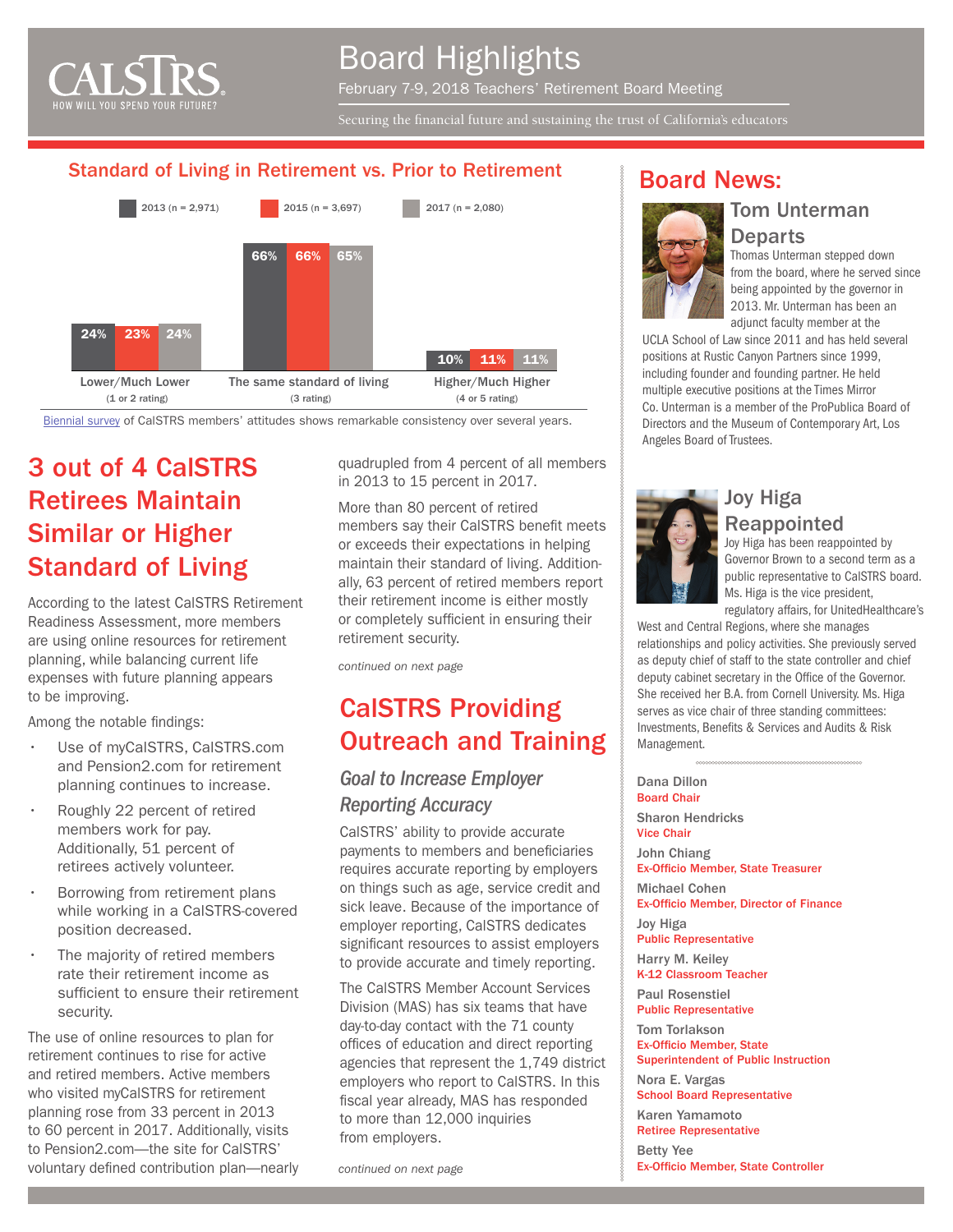# Board Highlights

February 7-9, 2018 Teachers' Retirement Board Meeting

Securing the financial future and sustaining the trust of California's educators

## Standard of Living in Retirement vs. Prior to Retirement

| | 2013 (n = 2,971) | 2015 (n = 3,697) | 2017 (n = 2,080) |
|---|---|---|---|
| Lower/Much Lower (1 or 2 rating) | 24% | 23% | 24% |
| The same standard of living (3 rating) | 66% | 66% | 65% |
| Higher/Much Higher (4 or 5 rating) | 10% | 11% | 11% |

Biennial survey of CalSTRS members' attitudes shows remarkable consistency over several years.

## 3 out of 4 CalSTRS Retirees Maintain Similar or Higher Standard of Living

According to the latest CalSTRS Retirement Readiness Assessment, more members are using online resources for retirement planning, while balancing current life expenses with future planning appears to be improving.

Among the notable findings:

- Use of myCalSTRS, CalSTRS.com and Pension2.com for retirement planning continues to increase.
- Roughly 22 percent of retired members work for pay. Additionally, 51 percent of retirees actively volunteer.
- Borrowing from retirement plans while working in a CalSTRS-covered position decreased.
- The majority of retired members rate their retirement income as sufficient to ensure their retirement security.

The use of online resources to plan for retirement continues to rise for active and retired members. Active members who visited myCalSTRS for retirement planning rose from 33 percent in 2013 to 60 percent in 2017. Additionally, visits to Pension2.com—the site for CalSTRS' voluntary defined contribution plan—nearly quadrupled from 4 percent of all members in 2013 to 15 percent in 2017.

More than 80 percent of retired members say their CalSTRS benefit meets or exceeds their expectations in helping maintain their standard of living. Additionally, 63 percent of retired members report their retirement income is either mostly or completely sufficient in ensuring their retirement security.

*continued on next page*

## CalSTRS Providing Outreach and Training

### *Goal to Increase Employer Reporting Accuracy*

CalSTRS' ability to provide accurate payments to members and beneficiaries requires accurate reporting by employers on things such as age, service credit and sick leave. Because of the importance of employer reporting, CalSTRS dedicates significant resources to assist employers to provide accurate and timely reporting.

The CalSTRS Member Account Services Division (MAS) has six teams that have day-to-day contact with the 71 county offices of education and direct reporting agencies that represent the 1,749 district employers who report to CalSTRS. In this fiscal year already, MAS has responded to more than 12,000 inquiries from employers.

*continued on next page*

## Board News:

### Tom Unterman Departs

Thomas Unterman stepped down from the board, where he served since being appointed by the governor in 2013. Mr. Unterman has been an adjunct faculty member at the UCLA School of Law since 2011 and has held several positions at Rustic Canyon Partners since 1999, including founder and founding partner. He held multiple executive positions at the Times Mirror Co. Unterman is a member of the ProPublica Board of Directors and the Museum of Contemporary Art, Los Angeles Board of Trustees.

### Joy Higa Reappointed

Joy Higa has been reappointed by Governor Brown to a second term as a public representative to CalSTRS board. Ms. Higa is the vice president, regulatory affairs, for UnitedHealthcare's West and Central Regions, where she manages relationships and policy activities. She previously served as deputy chief of staff to the state controller and chief deputy cabinet secretary in the Office of the Governor. She received her B.A. from Cornell University. Ms. Higa serves as vice chair of three standing committees: Investments, Benefits & Services and Audits & Risk Management.

**Dana Dillon**
Board Chair

**Sharon Hendricks**
Vice Chair

**John Chiang**
Ex-Officio Member, State Treasurer

**Michael Cohen**
Ex-Officio Member, Director of Finance

**Joy Higa**
Public Representative

**Harry M. Keiley**
K-12 Classroom Teacher

**Paul Rosenstiel**
Public Representative

**Tom Torlakson**
Ex-Officio Member, State Superintendent of Public Instruction

**Nora E. Vargas**
School Board Representative

**Karen Yamamoto**
Retiree Representative

**Betty Yee**
Ex-Officio Member, State Controller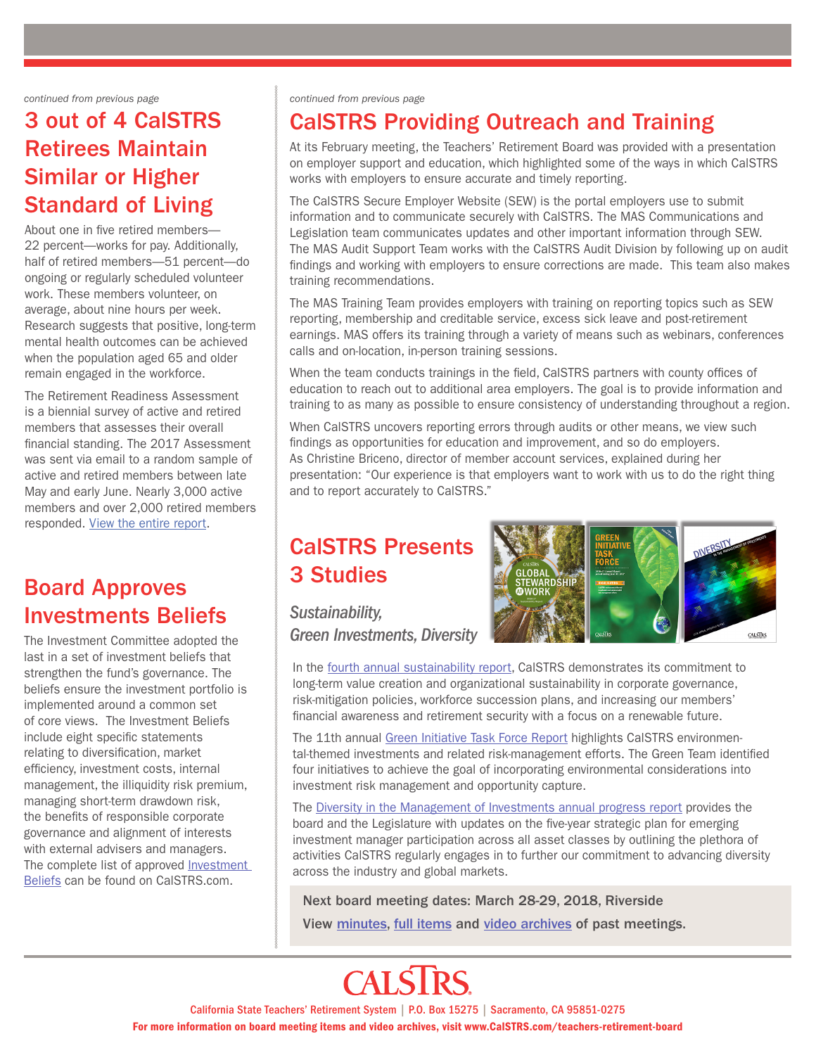*continued from previous page*

## 3 out of 4 CalSTRS Retirees Maintain Similar or Higher Standard of Living

About one in five retired members—22 percent—works for pay. Additionally, half of retired members—51 percent—do ongoing or regularly scheduled volunteer work. These members volunteer, on average, about nine hours per week. Research suggests that positive, long-term mental health outcomes can be achieved when the population aged 65 and older remain engaged in the workforce.

The Retirement Readiness Assessment is a biennial survey of active and retired members that assesses their overall financial standing. The 2017 Assessment was sent via email to a random sample of active and retired members between late May and early June. Nearly 3,000 active members and over 2,000 retired members responded. View the entire report.

## Board Approves Investments Beliefs

The Investment Committee adopted the last in a set of investment beliefs that strengthen the fund's governance. The beliefs ensure the investment portfolio is implemented around a common set of core views. The Investment Beliefs include eight specific statements relating to diversification, market efficiency, investment costs, internal management, the illiquidity risk premium, managing short-term drawdown risk, the benefits of responsible corporate governance and alignment of interests with external advisers and managers. The complete list of approved Investment Beliefs can be found on CalSTRS.com.

*continued from previous page*

## CalSTRS Providing Outreach and Training

At its February meeting, the Teachers' Retirement Board was provided with a presentation on employer support and education, which highlighted some of the ways in which CalSTRS works with employers to ensure accurate and timely reporting.

The CalSTRS Secure Employer Website (SEW) is the portal employers use to submit information and to communicate securely with CalSTRS. The MAS Communications and Legislation team communicates updates and other important information through SEW. The MAS Audit Support Team works with the CalSTRS Audit Division by following up on audit findings and working with employers to ensure corrections are made. This team also makes training recommendations.

The MAS Training Team provides employers with training on reporting topics such as SEW reporting, membership and creditable service, excess sick leave and post-retirement earnings. MAS offers its training through a variety of means such as webinars, conferences calls and on-location, in-person training sessions.

When the team conducts trainings in the field, CalSTRS partners with county offices of education to reach out to additional area employers. The goal is to provide information and training to as many as possible to ensure consistency of understanding throughout a region.

When CalSTRS uncovers reporting errors through audits or other means, we view such findings as opportunities for education and improvement, and so do employers. As Christine Briceno, director of member account services, explained during her presentation: "Our experience is that employers want to work with us to do the right thing and to report accurately to CalSTRS."

## CalSTRS Presents 3 Studies

*Sustainability, Green Investments, Diversity*

In the fourth annual sustainability report, CalSTRS demonstrates its commitment to long-term value creation and organizational sustainability in corporate governance, risk-mitigation policies, workforce succession plans, and increasing our members' financial awareness and retirement security with a focus on a renewable future.

The 11th annual Green Initiative Task Force Report highlights CalSTRS environmental-themed investments and related risk-management efforts. The Green Team identified four initiatives to achieve the goal of incorporating environmental considerations into investment risk management and opportunity capture.

The Diversity in the Management of Investments annual progress report provides the board and the Legislature with updates on the five-year strategic plan for emerging investment manager participation across all asset classes by outlining the plethora of activities CalSTRS regularly engages in to further our commitment to advancing diversity across the industry and global markets.

**Next board meeting dates: March 28-29, 2018, Riverside**

**View minutes, full items and video archives of past meetings.**

CALSTRS

California State Teachers' Retirement System | P.O. Box 15275 | Sacramento, CA 95851-0275

**For more information on board meeting items and video archives, visit www.CalSTRS.com/teachers-retirement-board**